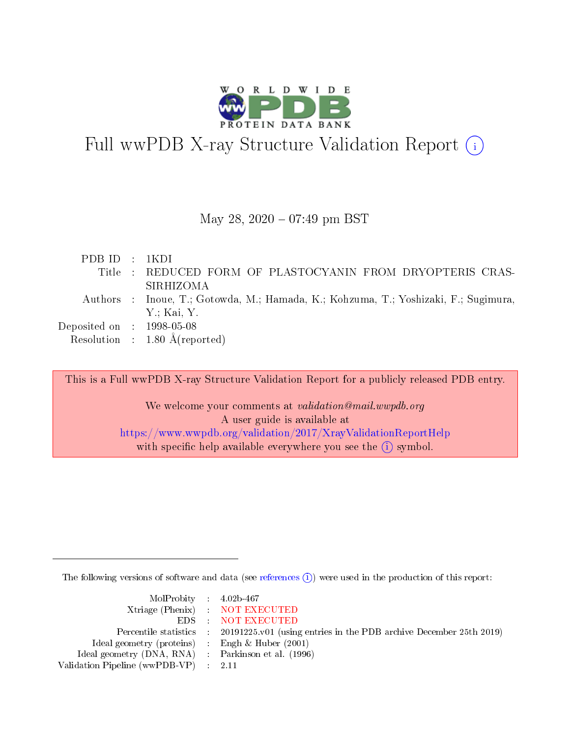# Full wwPDB X-ray Structure Validation Report

May 28, 2020 – 07:49 pm BST

| | | |
|---|---|---|
| PDB ID | : | 1KDI |
| Title | : | REDUCED FORM OF PLASTOCYANIN FROM DRYOPTERIS CRASSIRHIZOMA |
| Authors | : | Inoue, T.; Gotowda, M.; Hamada, K.; Kohzuma, T.; Yoshizaki, F.; Sugimura, Y.; Kai, Y. |
| Deposited on | : | 1998-05-08 |
| Resolution | : | 1.80 Å(reported) |

This is a Full wwPDB X-ray Structure Validation Report for a publicly released PDB entry.

We welcome your comments at *validation@mail.wwpdb.org*
A user guide is available at
https://www.wwpdb.org/validation/2017/XrayValidationReportHelp
with specific help available everywhere you see the (i) symbol.

The following versions of software and data (see references (i)) were used in the production of this report:

| | | |
|---|---|---|
| MolProbity | : | 4.02b-467 |
| Xtriage (Phenix) | : | NOT EXECUTED |
| EDS | : | NOT EXECUTED |
| Percentile statistics | : | 20191225.v01 (using entries in the PDB archive December 25th 2019) |
| Ideal geometry (proteins) | : | Engh & Huber (2001) |
| Ideal geometry (DNA, RNA) | : | Parkinson et al. (1996) |
| Validation Pipeline (wwPDB-VP) | : | 2.11 |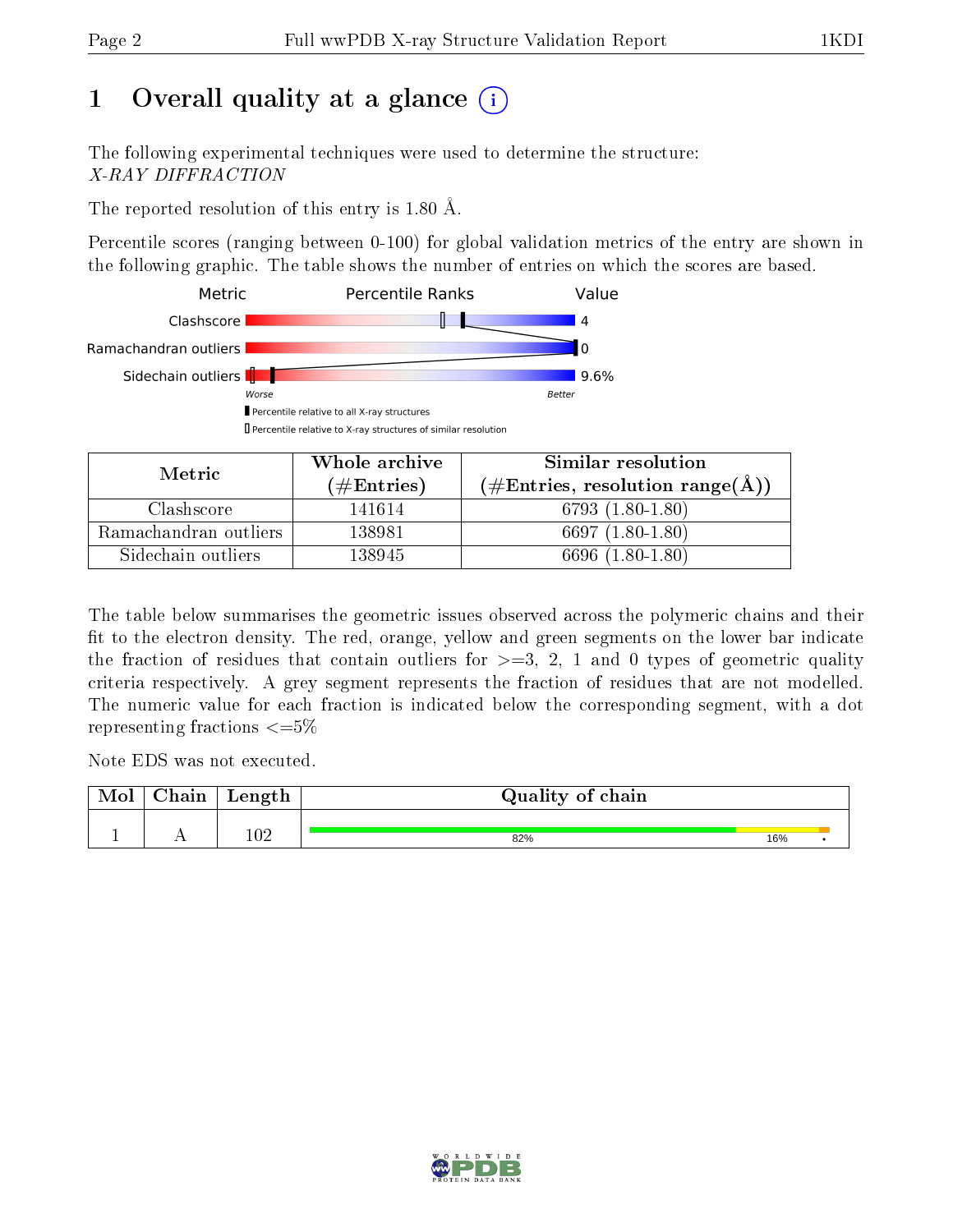# 1 Overall quality at a glance (i)

The following experimental techniques were used to determine the structure:
*X-RAY DIFFRACTION*

The reported resolution of this entry is 1.80 Å.

Percentile scores (ranging between 0-100) for global validation metrics of the entry are shown in the following graphic. The table shows the number of entries on which the scores are based.

| Metric | Percentile Ranks | Value |
|---|---|---|
| Clashscore | | 4 |
| Ramachandran outliers | | 0 |
| Sidechain outliers | | 9.6% |

Worse — Better

▮ Percentile relative to all X-ray structures

▯ Percentile relative to X-ray structures of similar resolution

| Metric | Whole archive (#Entries) | Similar resolution (#Entries, resolution range(Å)) |
|---|---|---|
| Clashscore | 141614 | 6793 (1.80-1.80) |
| Ramachandran outliers | 138981 | 6697 (1.80-1.80) |
| Sidechain outliers | 138945 | 6696 (1.80-1.80) |

The table below summarises the geometric issues observed across the polymeric chains and their fit to the electron density. The red, orange, yellow and green segments on the lower bar indicate the fraction of residues that contain outliers for >=3, 2, 1 and 0 types of geometric quality criteria respectively. A grey segment represents the fraction of residues that are not modelled. The numeric value for each fraction is indicated below the corresponding segment, with a dot representing fractions <=5%

Note EDS was not executed.

| Mol | Chain | Length | Quality of chain |
|---|---|---|---|
| 1 | A | 102 | 82% / 16% / • |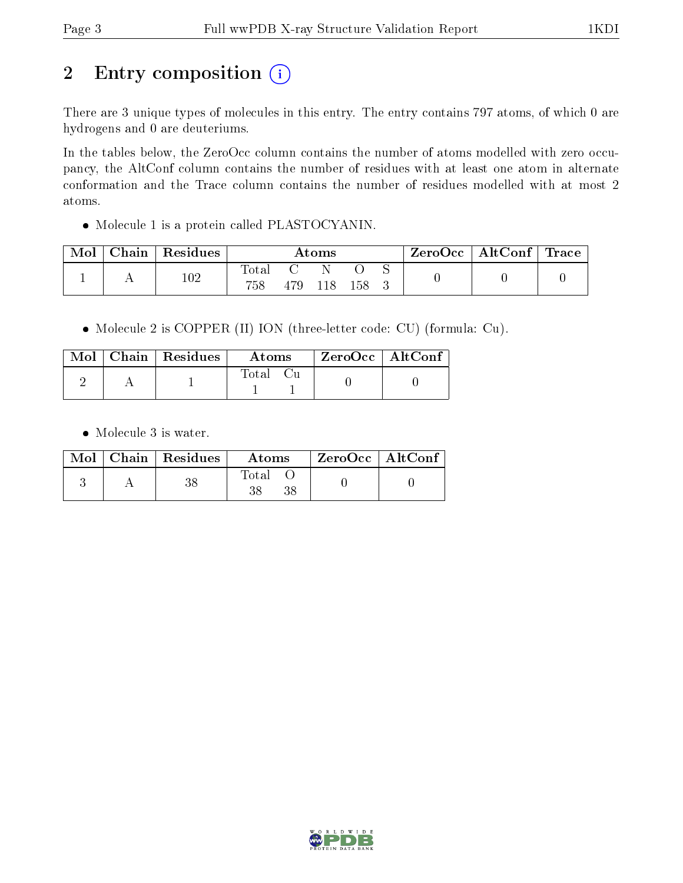# 2 Entry composition (i)

There are 3 unique types of molecules in this entry. The entry contains 797 atoms, of which 0 are hydrogens and 0 are deuteriums.

In the tables below, the ZeroOcc column contains the number of atoms modelled with zero occupancy, the AltConf column contains the number of residues with at least one atom in alternate conformation and the Trace column contains the number of residues modelled with at most 2 atoms.

- Molecule 1 is a protein called PLASTOCYANIN.

| Mol | Chain | Residues | Atoms | | | | | ZeroOcc | AltConf | Trace |
|---|---|---|---|---|---|---|---|---|---|---|
| | | | Total | C | N | O | S | | | |
| 1 | A | 102 | 758 | 479 | 118 | 158 | 3 | 0 | 0 | 0 |

- Molecule 2 is COPPER (II) ION (three-letter code: CU) (formula: Cu).

| Mol | Chain | Residues | Atoms | | ZeroOcc | AltConf |
|---|---|---|---|---|---|---|
| | | | Total | Cu | | |
| 2 | A | 1 | 1 | 1 | 0 | 0 |

- Molecule 3 is water.

| Mol | Chain | Residues | Atoms | | ZeroOcc | AltConf |
|---|---|---|---|---|---|---|
| | | | Total | O | | |
| 3 | A | 38 | 38 | 38 | 0 | 0 |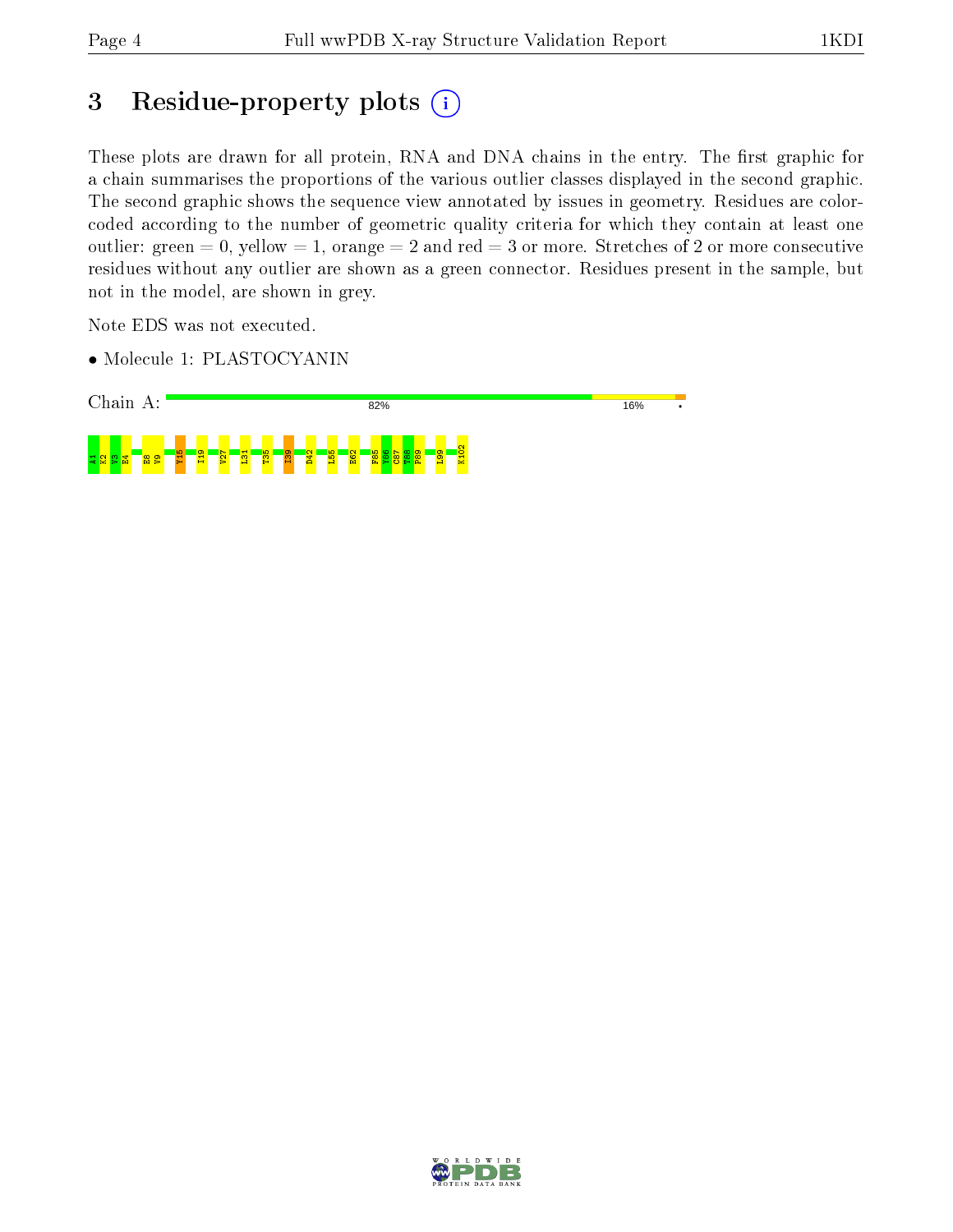# 3 Residue-property plots

These plots are drawn for all protein, RNA and DNA chains in the entry. The first graphic for a chain summarises the proportions of the various outlier classes displayed in the second graphic. The second graphic shows the sequence view annotated by issues in geometry. Residues are color-coded according to the number of geometric quality criteria for which they contain at least one outlier: green = 0, yellow = 1, orange = 2 and red = 3 or more. Stretches of 2 or more consecutive residues without any outlier are shown as a green connector. Residues present in the sample, but not in the model, are shown in grey.

Note EDS was not executed.

- Molecule 1: PLASTOCYANIN

Chain A: 82% 16% •

A1 K2 V3 E4 E8 V9 Y15 I19 V27 L31 T35 I39 D42 L55 E62 F85 Y86 C87 T88 P89 L99 K102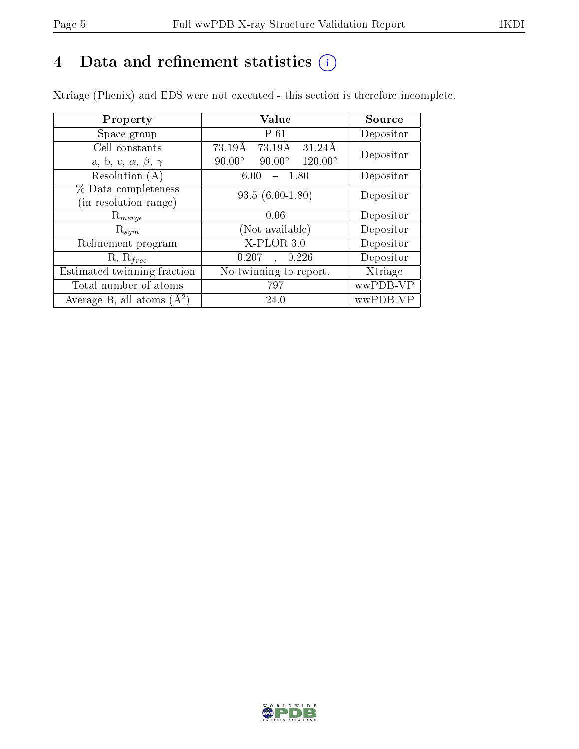# 4 Data and refinement statistics

Xtriage (Phenix) and EDS were not executed - this section is therefore incomplete.

| Property | Value | Source |
|---|---|---|
| Space group | P 61 | Depositor |
| Cell constants<br>a, b, c, $\alpha$, $\beta$, $\gamma$ | 73.19Å 73.19Å 31.24Å<br>90.00° 90.00° 120.00° | Depositor |
| Resolution (Å) | 6.00 – 1.80 | Depositor |
| % Data completeness<br>(in resolution range) | 93.5 (6.00-1.80) | Depositor |
| $R_{merge}$ | 0.06 | Depositor |
| $R_{sym}$ | (Not available) | Depositor |
| Refinement program | X-PLOR 3.0 | Depositor |
| R, $R_{free}$ | 0.207 , 0.226 | Depositor |
| Estimated twinning fraction | No twinning to report. | Xtriage |
| Total number of atoms | 797 | wwPDB-VP |
| Average B, all atoms (Å$^2$) | 24.0 | wwPDB-VP |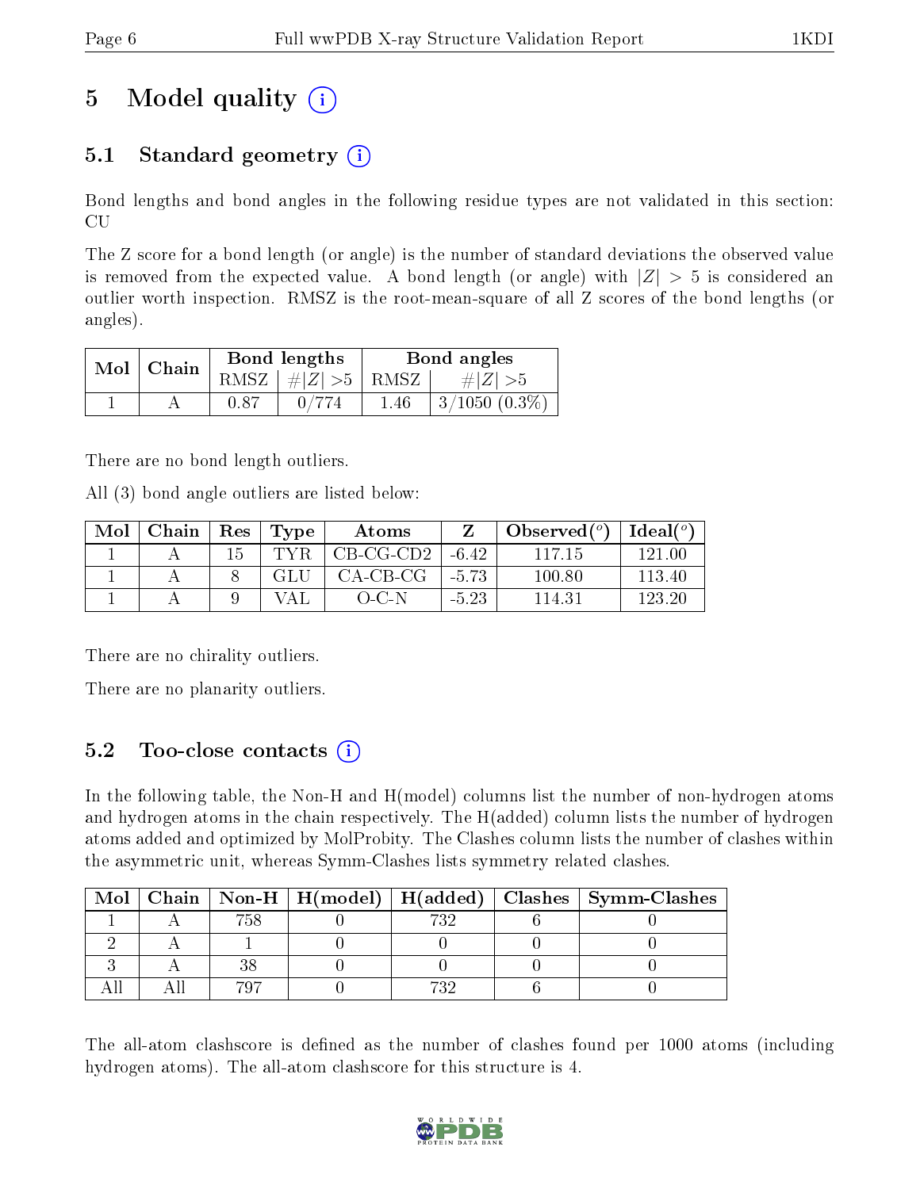# 5 Model quality

## 5.1 Standard geometry

Bond lengths and bond angles in the following residue types are not validated in this section: CU

The Z score for a bond length (or angle) is the number of standard deviations the observed value is removed from the expected value. A bond length (or angle) with $|Z| > 5$ is considered an outlier worth inspection. RMSZ is the root-mean-square of all Z scores of the bond lengths (or angles).

| Mol | Chain | Bond lengths | | Bond angles | |
|---|---|---|---|---|---|
| | | RMSZ | $\#|Z| > 5$ | RMSZ | $\#|Z| > 5$ |
| 1 | A | 0.87 | 0/774 | 1.46 | 3/1050 (0.3%) |

There are no bond length outliers.

All (3) bond angle outliers are listed below:

| Mol | Chain | Res | Type | Atoms | Z | Observed(°) | Ideal(°) |
|---|---|---|---|---|---|---|---|
| 1 | A | 15 | TYR | CB-CG-CD2 | -6.42 | 117.15 | 121.00 |
| 1 | A | 8 | GLU | CA-CB-CG | -5.73 | 100.80 | 113.40 |
| 1 | A | 9 | VAL | O-C-N | -5.23 | 114.31 | 123.20 |

There are no chirality outliers.

There are no planarity outliers.

## 5.2 Too-close contacts

In the following table, the Non-H and H(model) columns list the number of non-hydrogen atoms and hydrogen atoms in the chain respectively. The H(added) column lists the number of hydrogen atoms added and optimized by MolProbity. The Clashes column lists the number of clashes within the asymmetric unit, whereas Symm-Clashes lists symmetry related clashes.

| Mol | Chain | Non-H | H(model) | H(added) | Clashes | Symm-Clashes |
|---|---|---|---|---|---|---|
| 1 | A | 758 | 0 | 732 | 6 | 0 |
| 2 | A | 1 | 0 | 0 | 0 | 0 |
| 3 | A | 38 | 0 | 0 | 0 | 0 |
| All | All | 797 | 0 | 732 | 6 | 0 |

The all-atom clashscore is defined as the number of clashes found per 1000 atoms (including hydrogen atoms). The all-atom clashscore for this structure is 4.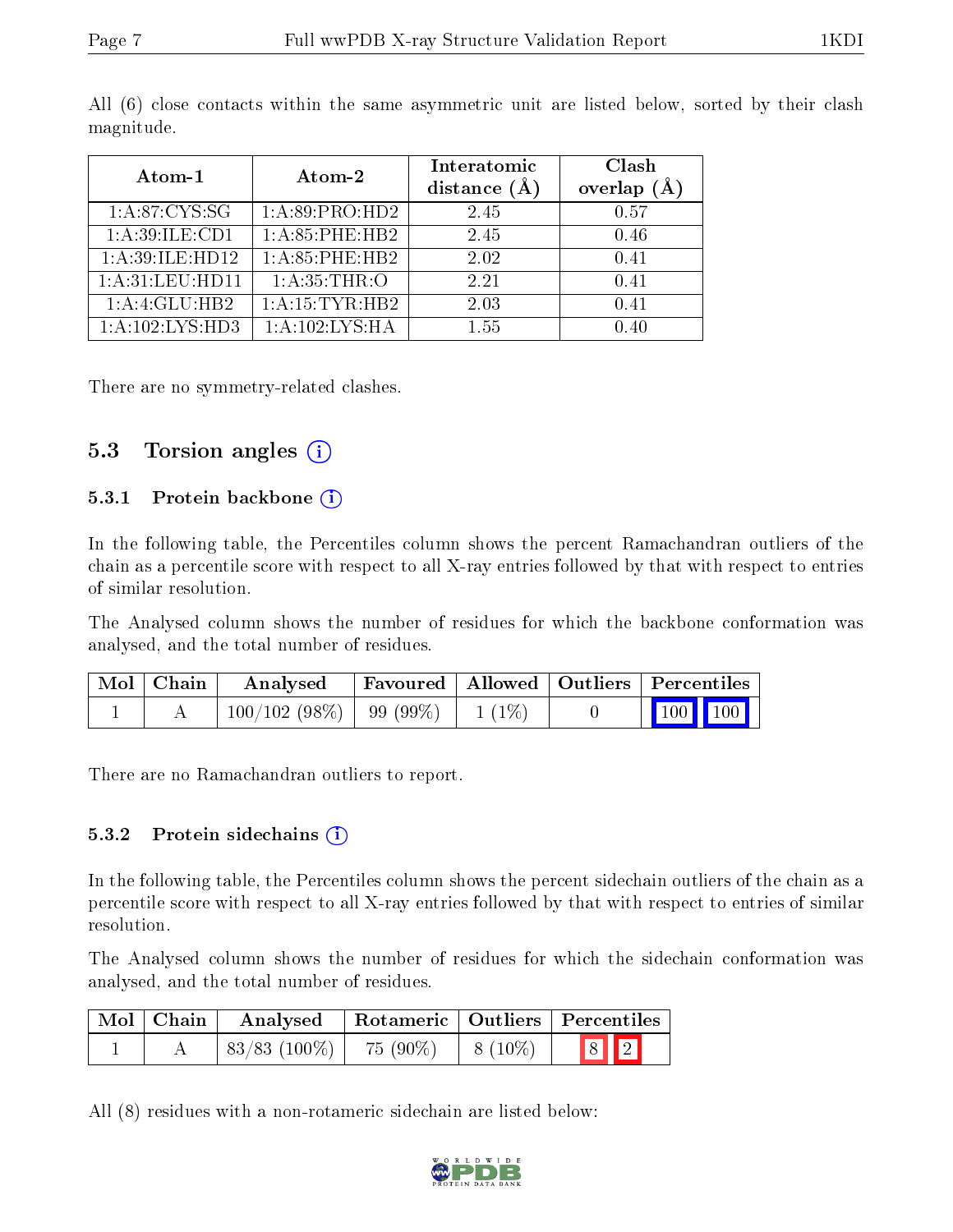All (6) close contacts within the same asymmetric unit are listed below, sorted by their clash magnitude.

| Atom-1 | Atom-2 | Interatomic distance (Å) | Clash overlap (Å) |
|---|---|---|---|
| 1:A:87:CYS:SG | 1:A:89:PRO:HD2 | 2.45 | 0.57 |
| 1:A:39:ILE:CD1 | 1:A:85:PHE:HB2 | 2.45 | 0.46 |
| 1:A:39:ILE:HD12 | 1:A:85:PHE:HB2 | 2.02 | 0.41 |
| 1:A:31:LEU:HD11 | 1:A:35:THR:O | 2.21 | 0.41 |
| 1:A:4:GLU:HB2 | 1:A:15:TYR:HB2 | 2.03 | 0.41 |
| 1:A:102:LYS:HD3 | 1:A:102:LYS:HA | 1.55 | 0.40 |

There are no symmetry-related clashes.

## 5.3 Torsion angles

### 5.3.1 Protein backbone

In the following table, the Percentiles column shows the percent Ramachandran outliers of the chain as a percentile score with respect to all X-ray entries followed by that with respect to entries of similar resolution.

The Analysed column shows the number of residues for which the backbone conformation was analysed, and the total number of residues.

| Mol | Chain | Analysed | Favoured | Allowed | Outliers | Percentiles |
|---|---|---|---|---|---|---|
| 1 | A | 100/102 (98%) | 99 (99%) | 1 (1%) | 0 | 100 100 |

There are no Ramachandran outliers to report.

### 5.3.2 Protein sidechains

In the following table, the Percentiles column shows the percent sidechain outliers of the chain as a percentile score with respect to all X-ray entries followed by that with respect to entries of similar resolution.

The Analysed column shows the number of residues for which the sidechain conformation was analysed, and the total number of residues.

| Mol | Chain | Analysed | Rotameric | Outliers | Percentiles |
|---|---|---|---|---|---|
| 1 | A | 83/83 (100%) | 75 (90%) | 8 (10%) | 8 2 |

All (8) residues with a non-rotameric sidechain are listed below: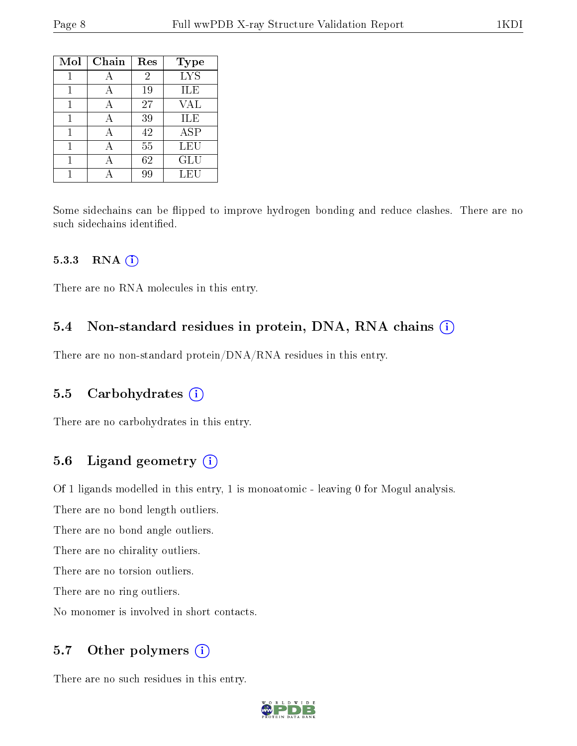| Mol | Chain | Res | Type |
|---|---|---|---|
| 1 | A | 2 | LYS |
| 1 | A | 19 | ILE |
| 1 | A | 27 | VAL |
| 1 | A | 39 | ILE |
| 1 | A | 42 | ASP |
| 1 | A | 55 | LEU |
| 1 | A | 62 | GLU |
| 1 | A | 99 | LEU |

Some sidechains can be flipped to improve hydrogen bonding and reduce clashes. There are no such sidechains identified.

#### 5.3.3 RNA (i)

There are no RNA molecules in this entry.

### 5.4 Non-standard residues in protein, DNA, RNA chains (i)

There are no non-standard protein/DNA/RNA residues in this entry.

### 5.5 Carbohydrates (i)

There are no carbohydrates in this entry.

### 5.6 Ligand geometry (i)

Of 1 ligands modelled in this entry, 1 is monoatomic - leaving 0 for Mogul analysis.

There are no bond length outliers.

There are no bond angle outliers.

There are no chirality outliers.

There are no torsion outliers.

There are no ring outliers.

No monomer is involved in short contacts.

### 5.7 Other polymers (i)

There are no such residues in this entry.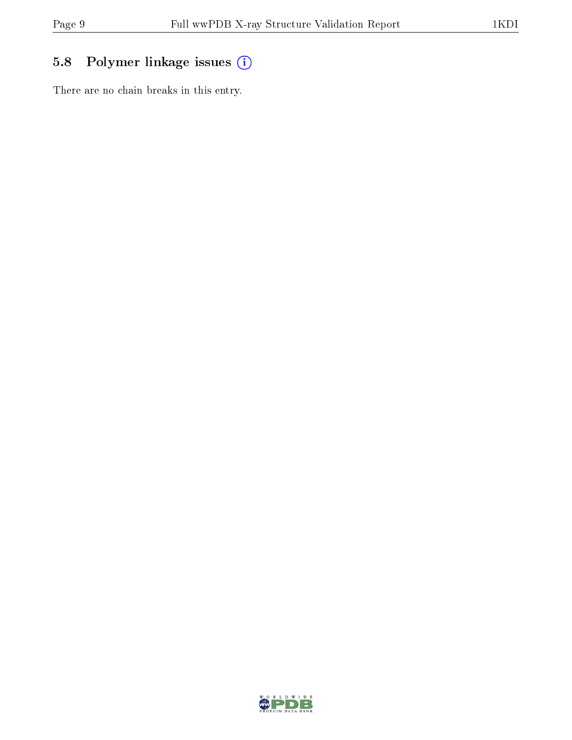## 5.8 Polymer linkage issues

There are no chain breaks in this entry.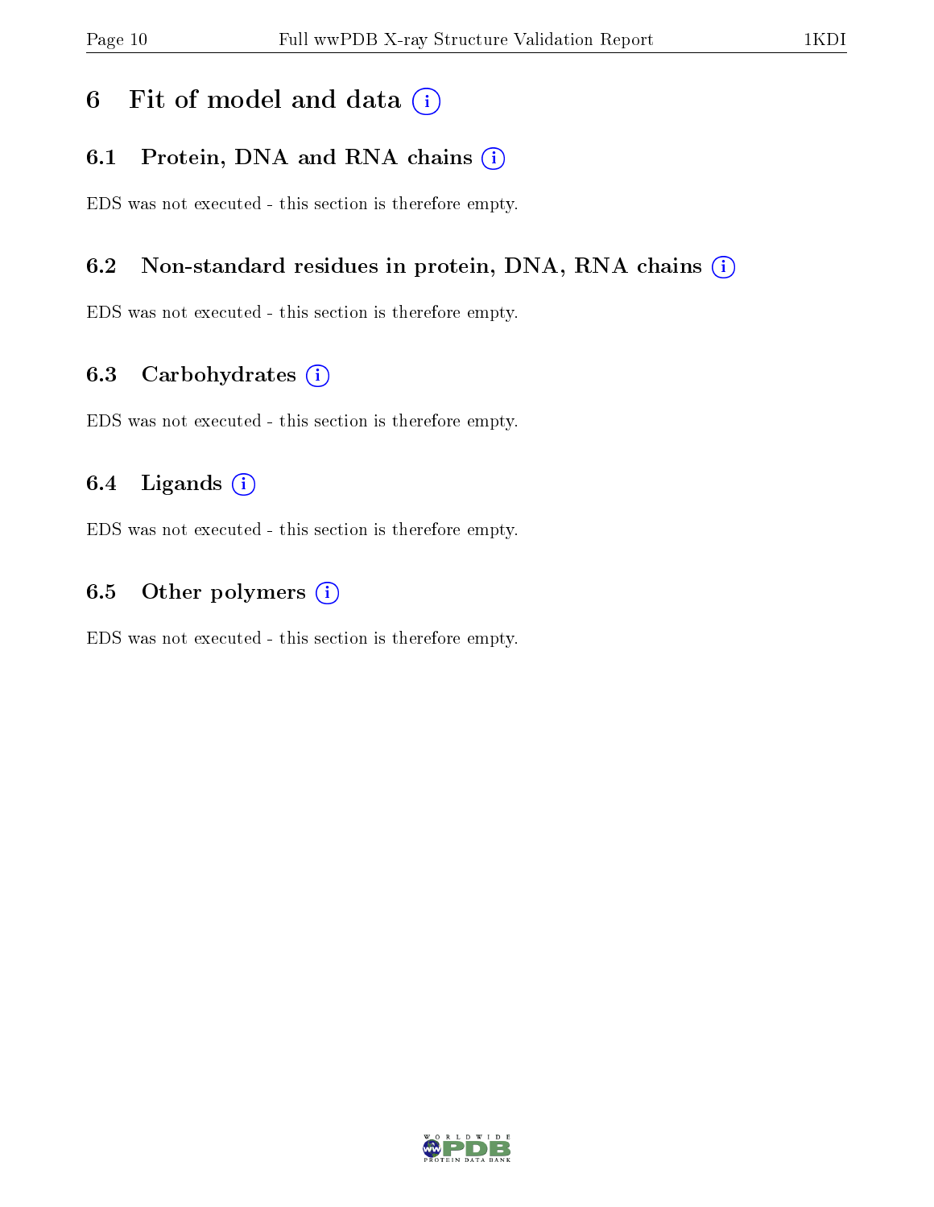# 6 Fit of model and data

## 6.1 Protein, DNA and RNA chains

EDS was not executed - this section is therefore empty.

## 6.2 Non-standard residues in protein, DNA, RNA chains

EDS was not executed - this section is therefore empty.

## 6.3 Carbohydrates

EDS was not executed - this section is therefore empty.

## 6.4 Ligands

EDS was not executed - this section is therefore empty.

## 6.5 Other polymers

EDS was not executed - this section is therefore empty.